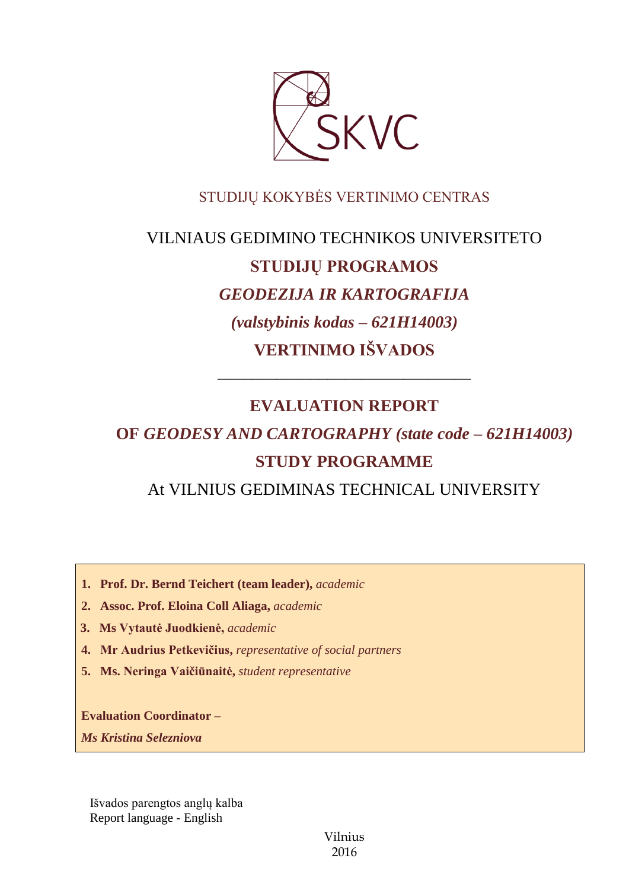SKVC

STUDIJŲ KOKYBĖS VERTINIMO CENTRAS

VILNIAUS GEDIMINO TECHNIKOS UNIVERSITETO

**STUDIJŲ PROGRAMOS**

***GEODEZIJA IR KARTOGRAFIJA***

***(valstybinis kodas – 621H14003)***

**VERTINIMO IŠVADOS**

---

# EVALUATION REPORT

# OF *GEODESY AND CARTOGRAPHY (state code – 621H14003)* STUDY PROGRAMME

At VILNIUS GEDIMINAS TECHNICAL UNIVERSITY

1. **Prof. Dr. Bernd Teichert (team leader),** *academic*
2. **Assoc. Prof. Eloina Coll Aliaga,** *academic*
3. **Ms Vytautė Juodkienė,** *academic*
4. **Mr Audrius Petkevičius,** *representative of social partners*
5. **Ms. Neringa Vaičiūnaitė,** *student representative*

**Evaluation Coordinator –**

***Ms Kristina Selezniova***

Išvados parengtos anglų kalba
Report language - English

Vilnius
2016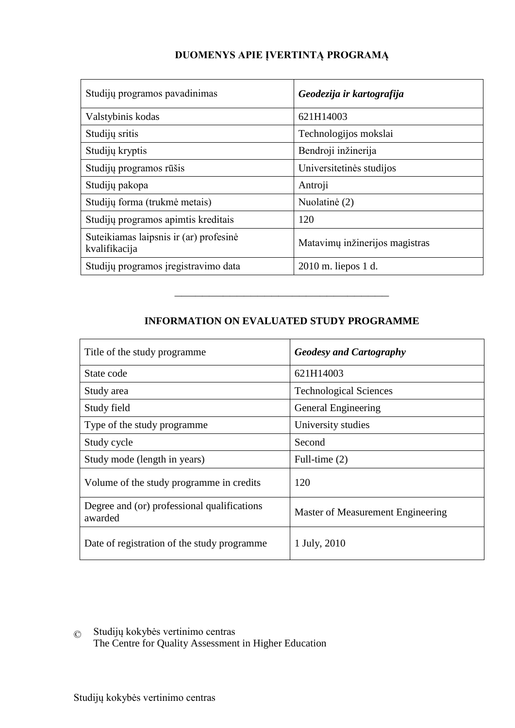## DUOMENYS APIE ĮVERTINTĄ PROGRAMĄ

| Studijų programos pavadinimas | ***Geodezija ir kartografija*** |
|---|---|
| Valstybinis kodas | 621H14003 |
| Studijų sritis | Technologijos mokslai |
| Studijų kryptis | Bendroji inžinerija |
| Studijų programos rūšis | Universitetinės studijos |
| Studijų pakopa | Antroji |
| Studijų forma (trukmė metais) | Nuolatinė (2) |
| Studijų programos apimtis kreditais | 120 |
| Suteikiamas laipsnis ir (ar) profesinė kvalifikacija | Matavimų inžinerijos magistras |
| Studijų programos įregistravimo data | 2010 m. liepos 1 d. |

---

## INFORMATION ON EVALUATED STUDY PROGRAMME

| Title of the study programme | ***Geodesy and Cartography*** |
|---|---|
| State code | 621H14003 |
| Study area | Technological Sciences |
| Study field | General Engineering |
| Type of the study programme | University studies |
| Study cycle | Second |
| Study mode (length in years) | Full-time (2) |
| Volume of the study programme in credits | 120 |
| Degree and (or) professional qualifications awarded | Master of Measurement Engineering |
| Date of registration of the study programme | 1 July, 2010 |

© Studijų kokybės vertinimo centras
The Centre for Quality Assessment in Higher Education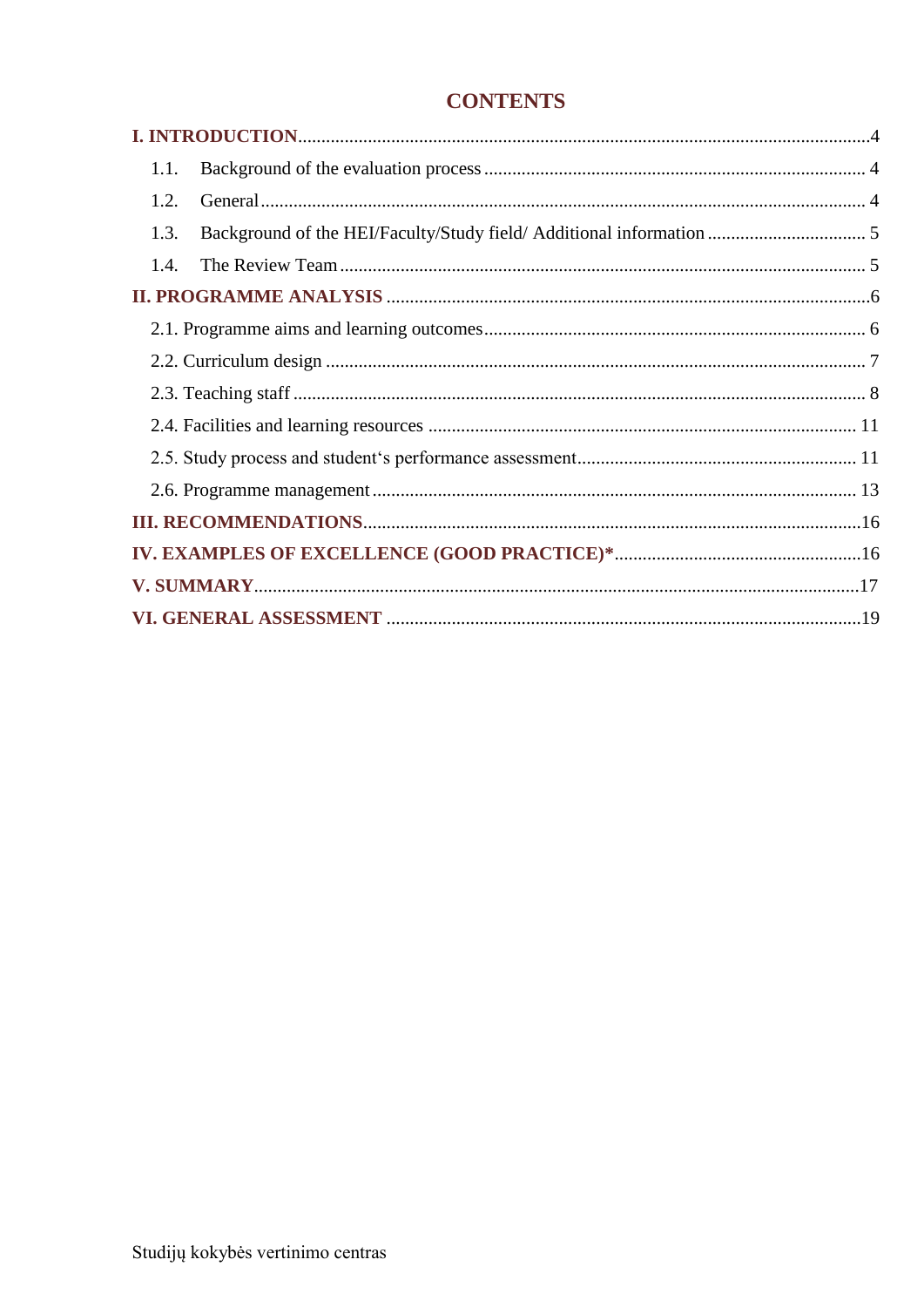# CONTENTS

**I. INTRODUCTION** .......... 4

1.1. Background of the evaluation process .......... 4

1.2. General .......... 4

1.3. Background of the HEI/Faculty/Study field/ Additional information .......... 5

1.4. The Review Team .......... 5

**II. PROGRAMME ANALYSIS** .......... 6

2.1. Programme aims and learning outcomes .......... 6

2.2. Curriculum design .......... 7

2.3. Teaching staff .......... 8

2.4. Facilities and learning resources .......... 11

2.5. Study process and student‘s performance assessment .......... 11

2.6. Programme management .......... 13

**III. RECOMMENDATIONS** .......... 16

**IV. EXAMPLES OF EXCELLENCE (GOOD PRACTICE)*** .......... 16

**V. SUMMARY** .......... 17

**VI. GENERAL ASSESSMENT** .......... 19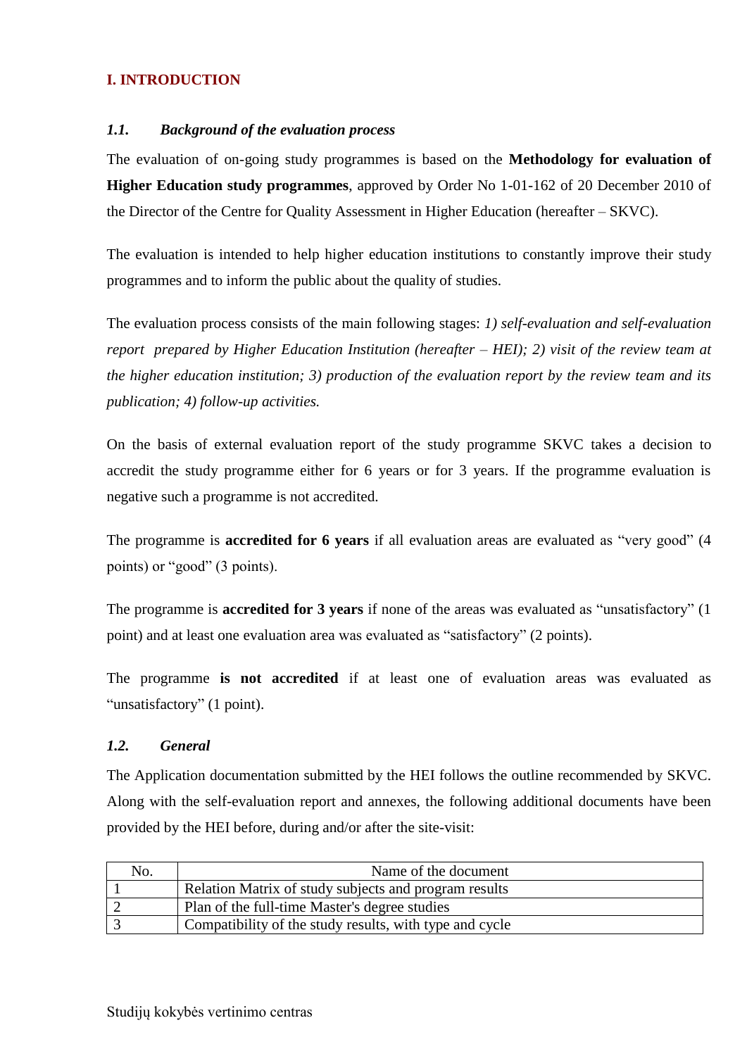## I. INTRODUCTION

### *1.1. Background of the evaluation process*

The evaluation of on-going study programmes is based on the **Methodology for evaluation of Higher Education study programmes**, approved by Order No 1-01-162 of 20 December 2010 of the Director of the Centre for Quality Assessment in Higher Education (hereafter – SKVC).

The evaluation is intended to help higher education institutions to constantly improve their study programmes and to inform the public about the quality of studies.

The evaluation process consists of the main following stages: *1) self-evaluation and self-evaluation report prepared by Higher Education Institution (hereafter – HEI); 2) visit of the review team at the higher education institution; 3) production of the evaluation report by the review team and its publication; 4) follow-up activities.*

On the basis of external evaluation report of the study programme SKVC takes a decision to accredit the study programme either for 6 years or for 3 years. If the programme evaluation is negative such a programme is not accredited.

The programme is **accredited for 6 years** if all evaluation areas are evaluated as "very good" (4 points) or "good" (3 points).

The programme is **accredited for 3 years** if none of the areas was evaluated as "unsatisfactory" (1 point) and at least one evaluation area was evaluated as "satisfactory" (2 points).

The programme **is not accredited** if at least one of evaluation areas was evaluated as "unsatisfactory" (1 point).

### *1.2. General*

The Application documentation submitted by the HEI follows the outline recommended by SKVC. Along with the self-evaluation report and annexes, the following additional documents have been provided by the HEI before, during and/or after the site-visit:

| No. | Name of the document |
|---|---|
| 1 | Relation Matrix of study subjects and program results |
| 2 | Plan of the full-time Master's degree studies |
| 3 | Compatibility of the study results, with type and cycle |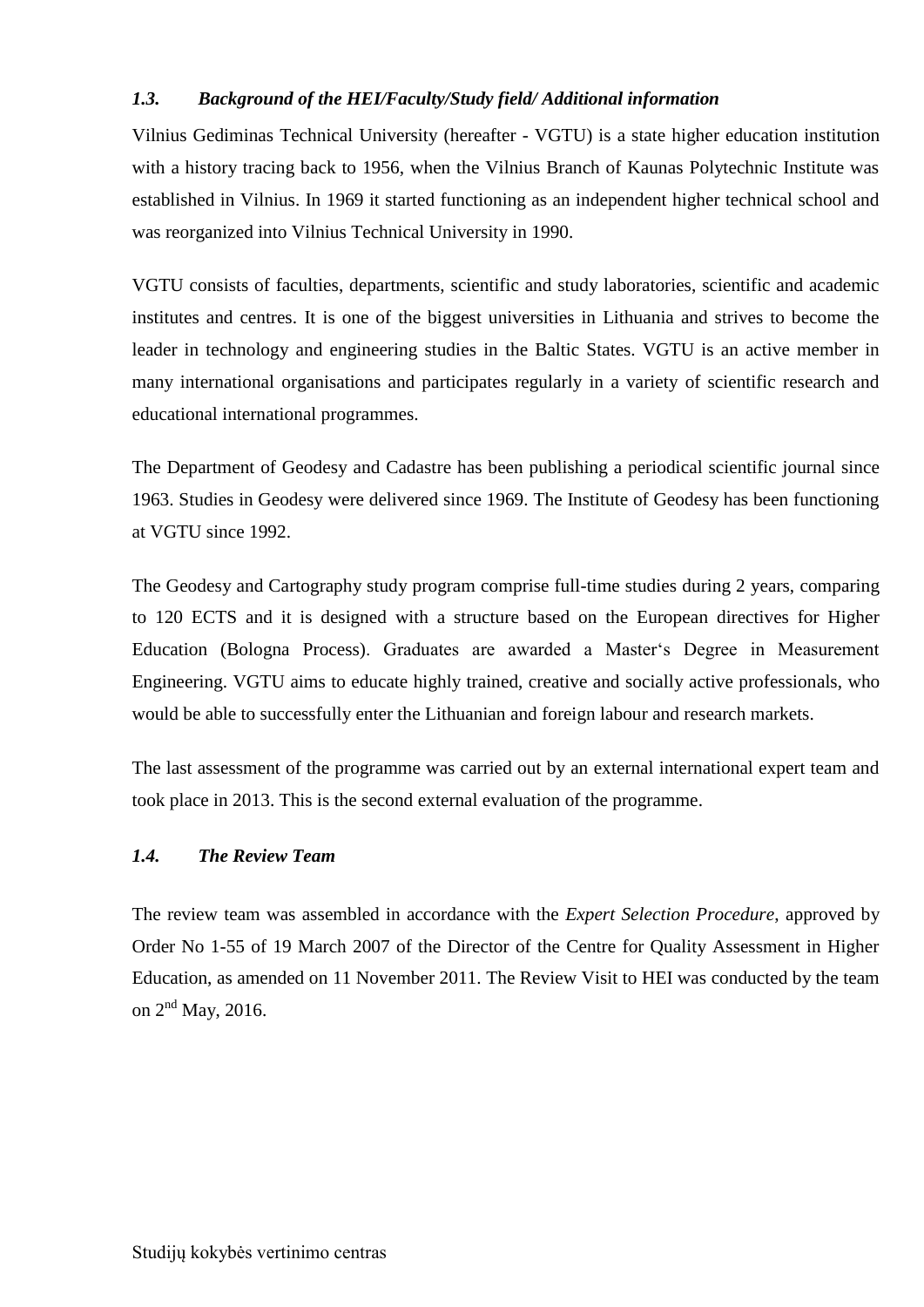### *1.3. Background of the HEI/Faculty/Study field/ Additional information*

Vilnius Gediminas Technical University (hereafter - VGTU) is a state higher education institution with a history tracing back to 1956, when the Vilnius Branch of Kaunas Polytechnic Institute was established in Vilnius. In 1969 it started functioning as an independent higher technical school and was reorganized into Vilnius Technical University in 1990.

VGTU consists of faculties, departments, scientific and study laboratories, scientific and academic institutes and centres. It is one of the biggest universities in Lithuania and strives to become the leader in technology and engineering studies in the Baltic States. VGTU is an active member in many international organisations and participates regularly in a variety of scientific research and educational international programmes.

The Department of Geodesy and Cadastre has been publishing a periodical scientific journal since 1963. Studies in Geodesy were delivered since 1969. The Institute of Geodesy has been functioning at VGTU since 1992.

The Geodesy and Cartography study program comprise full-time studies during 2 years, comparing to 120 ECTS and it is designed with a structure based on the European directives for Higher Education (Bologna Process). Graduates are awarded a Master‘s Degree in Measurement Engineering. VGTU aims to educate highly trained, creative and socially active professionals, who would be able to successfully enter the Lithuanian and foreign labour and research markets.

The last assessment of the programme was carried out by an external international expert team and took place in 2013. This is the second external evaluation of the programme.

### *1.4. The Review Team*

The review team was assembled in accordance with the *Expert Selection Procedure*, approved by Order No 1-55 of 19 March 2007 of the Director of the Centre for Quality Assessment in Higher Education, as amended on 11 November 2011. The Review Visit to HEI was conducted by the team on 2nd May, 2016.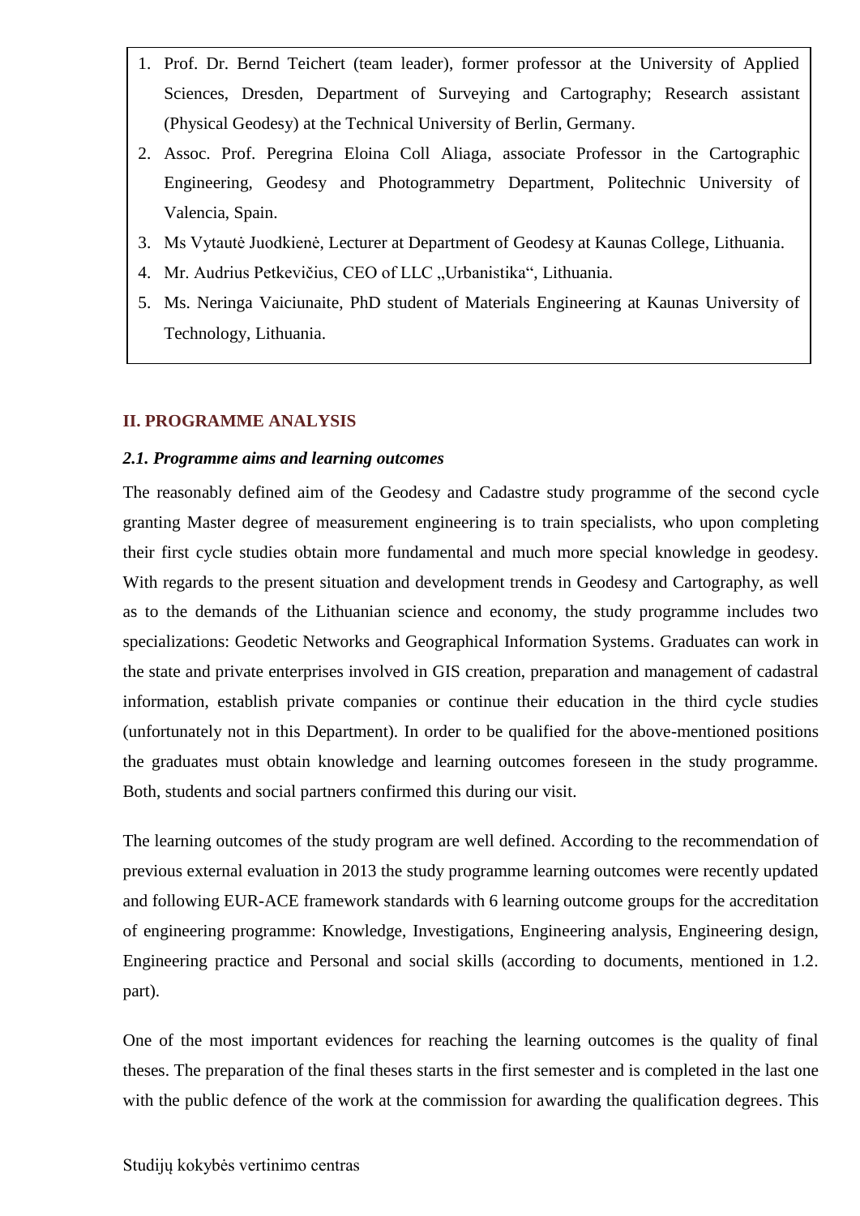1. Prof. Dr. Bernd Teichert (team leader), former professor at the University of Applied Sciences, Dresden, Department of Surveying and Cartography; Research assistant (Physical Geodesy) at the Technical University of Berlin, Germany.
2. Assoc. Prof. Peregrina Eloina Coll Aliaga, associate Professor in the Cartographic Engineering, Geodesy and Photogrammetry Department, Politechnic University of Valencia, Spain.
3. Ms Vytautė Juodkienė, Lecturer at Department of Geodesy at Kaunas College, Lithuania.
4. Mr. Audrius Petkevičius, CEO of LLC „Urbanistika", Lithuania.
5. Ms. Neringa Vaiciunaite, PhD student of Materials Engineering at Kaunas University of Technology, Lithuania.

## II. PROGRAMME ANALYSIS

### *2.1. Programme aims and learning outcomes*

The reasonably defined aim of the Geodesy and Cadastre study programme of the second cycle granting Master degree of measurement engineering is to train specialists, who upon completing their first cycle studies obtain more fundamental and much more special knowledge in geodesy. With regards to the present situation and development trends in Geodesy and Cartography, as well as to the demands of the Lithuanian science and economy, the study programme includes two specializations: Geodetic Networks and Geographical Information Systems. Graduates can work in the state and private enterprises involved in GIS creation, preparation and management of cadastral information, establish private companies or continue their education in the third cycle studies (unfortunately not in this Department). In order to be qualified for the above-mentioned positions the graduates must obtain knowledge and learning outcomes foreseen in the study programme. Both, students and social partners confirmed this during our visit.

The learning outcomes of the study program are well defined. According to the recommendation of previous external evaluation in 2013 the study programme learning outcomes were recently updated and following EUR-ACE framework standards with 6 learning outcome groups for the accreditation of engineering programme: Knowledge, Investigations, Engineering analysis, Engineering design, Engineering practice and Personal and social skills (according to documents, mentioned in 1.2. part).

One of the most important evidences for reaching the learning outcomes is the quality of final theses. The preparation of the final theses starts in the first semester and is completed in the last one with the public defence of the work at the commission for awarding the qualification degrees. This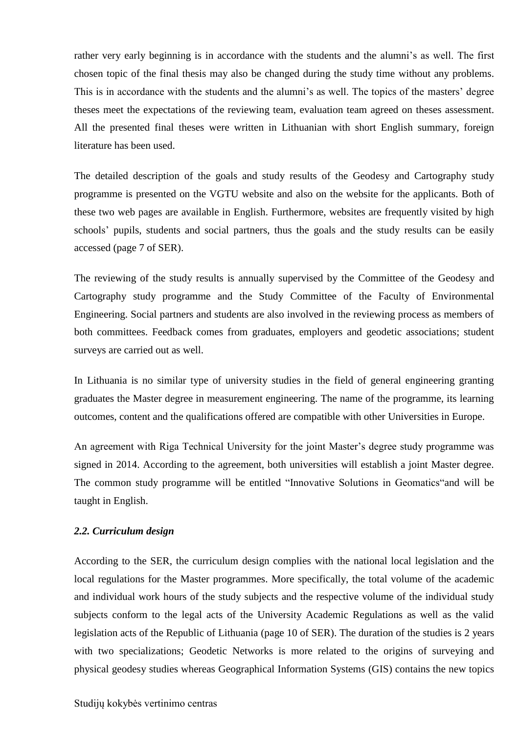rather very early beginning is in accordance with the students and the alumni's as well. The first chosen topic of the final thesis may also be changed during the study time without any problems. This is in accordance with the students and the alumni's as well. The topics of the masters' degree theses meet the expectations of the reviewing team, evaluation team agreed on theses assessment. All the presented final theses were written in Lithuanian with short English summary, foreign literature has been used.

The detailed description of the goals and study results of the Geodesy and Cartography study programme is presented on the VGTU website and also on the website for the applicants. Both of these two web pages are available in English. Furthermore, websites are frequently visited by high schools' pupils, students and social partners, thus the goals and the study results can be easily accessed (page 7 of SER).

The reviewing of the study results is annually supervised by the Committee of the Geodesy and Cartography study programme and the Study Committee of the Faculty of Environmental Engineering. Social partners and students are also involved in the reviewing process as members of both committees. Feedback comes from graduates, employers and geodetic associations; student surveys are carried out as well.

In Lithuania is no similar type of university studies in the field of general engineering granting graduates the Master degree in measurement engineering. The name of the programme, its learning outcomes, content and the qualifications offered are compatible with other Universities in Europe.

An agreement with Riga Technical University for the joint Master's degree study programme was signed in 2014. According to the agreement, both universities will establish a joint Master degree. The common study programme will be entitled "Innovative Solutions in Geomatics"and will be taught in English.

### *2.2. Curriculum design*

According to the SER, the curriculum design complies with the national local legislation and the local regulations for the Master programmes. More specifically, the total volume of the academic and individual work hours of the study subjects and the respective volume of the individual study subjects conform to the legal acts of the University Academic Regulations as well as the valid legislation acts of the Republic of Lithuania (page 10 of SER). The duration of the studies is 2 years with two specializations; Geodetic Networks is more related to the origins of surveying and physical geodesy studies whereas Geographical Information Systems (GIS) contains the new topics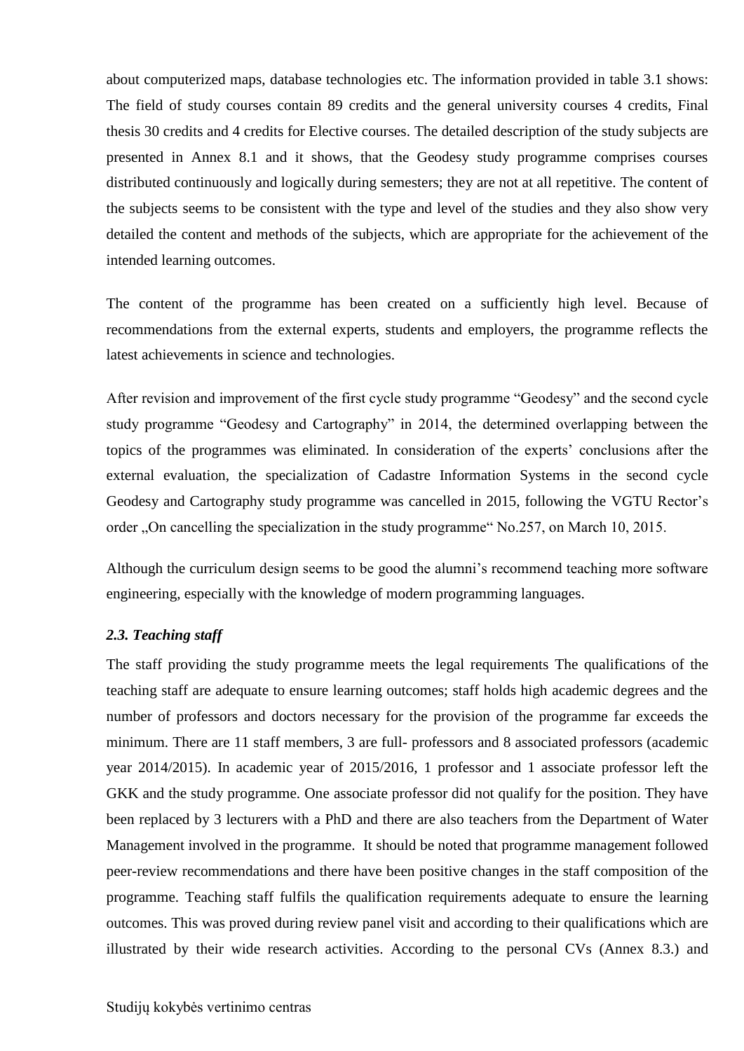about computerized maps, database technologies etc. The information provided in table 3.1 shows: The field of study courses contain 89 credits and the general university courses 4 credits, Final thesis 30 credits and 4 credits for Elective courses. The detailed description of the study subjects are presented in Annex 8.1 and it shows, that the Geodesy study programme comprises courses distributed continuously and logically during semesters; they are not at all repetitive. The content of the subjects seems to be consistent with the type and level of the studies and they also show very detailed the content and methods of the subjects, which are appropriate for the achievement of the intended learning outcomes.

The content of the programme has been created on a sufficiently high level. Because of recommendations from the external experts, students and employers, the programme reflects the latest achievements in science and technologies.

After revision and improvement of the first cycle study programme "Geodesy" and the second cycle study programme "Geodesy and Cartography" in 2014, the determined overlapping between the topics of the programmes was eliminated. In consideration of the experts' conclusions after the external evaluation, the specialization of Cadastre Information Systems in the second cycle Geodesy and Cartography study programme was cancelled in 2015, following the VGTU Rector's order „On cancelling the specialization in the study programme" No.257, on March 10, 2015.

Although the curriculum design seems to be good the alumni's recommend teaching more software engineering, especially with the knowledge of modern programming languages.

### *2.3. Teaching staff*

The staff providing the study programme meets the legal requirements The qualifications of the teaching staff are adequate to ensure learning outcomes; staff holds high academic degrees and the number of professors and doctors necessary for the provision of the programme far exceeds the minimum. There are 11 staff members, 3 are full- professors and 8 associated professors (academic year 2014/2015). In academic year of 2015/2016, 1 professor and 1 associate professor left the GKK and the study programme. One associate professor did not qualify for the position. They have been replaced by 3 lecturers with a PhD and there are also teachers from the Department of Water Management involved in the programme. It should be noted that programme management followed peer-review recommendations and there have been positive changes in the staff composition of the programme. Teaching staff fulfils the qualification requirements adequate to ensure the learning outcomes. This was proved during review panel visit and according to their qualifications which are illustrated by their wide research activities. According to the personal CVs (Annex 8.3.) and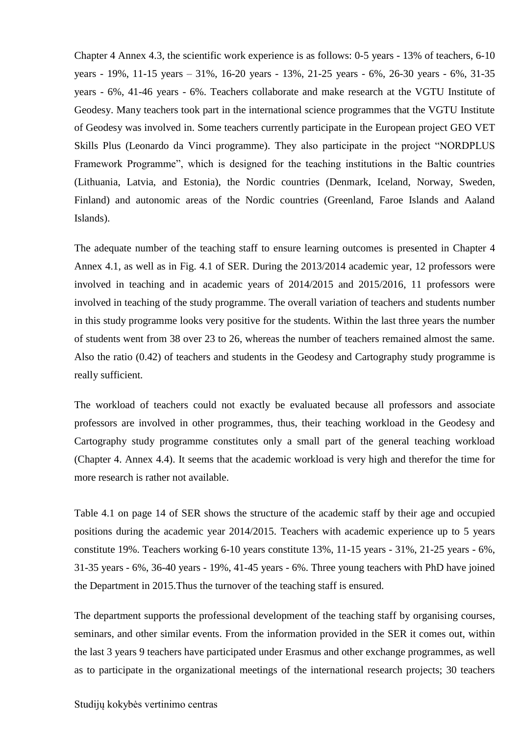Chapter 4 Annex 4.3, the scientific work experience is as follows: 0-5 years - 13% of teachers, 6-10 years - 19%, 11-15 years – 31%, 16-20 years - 13%, 21-25 years - 6%, 26-30 years - 6%, 31-35 years - 6%, 41-46 years - 6%. Teachers collaborate and make research at the VGTU Institute of Geodesy. Many teachers took part in the international science programmes that the VGTU Institute of Geodesy was involved in. Some teachers currently participate in the European project GEO VET Skills Plus (Leonardo da Vinci programme). They also participate in the project "NORDPLUS Framework Programme", which is designed for the teaching institutions in the Baltic countries (Lithuania, Latvia, and Estonia), the Nordic countries (Denmark, Iceland, Norway, Sweden, Finland) and autonomic areas of the Nordic countries (Greenland, Faroe Islands and Aaland Islands).

The adequate number of the teaching staff to ensure learning outcomes is presented in Chapter 4 Annex 4.1, as well as in Fig. 4.1 of SER. During the 2013/2014 academic year, 12 professors were involved in teaching and in academic years of 2014/2015 and 2015/2016, 11 professors were involved in teaching of the study programme. The overall variation of teachers and students number in this study programme looks very positive for the students. Within the last three years the number of students went from 38 over 23 to 26, whereas the number of teachers remained almost the same. Also the ratio (0.42) of teachers and students in the Geodesy and Cartography study programme is really sufficient.

The workload of teachers could not exactly be evaluated because all professors and associate professors are involved in other programmes, thus, their teaching workload in the Geodesy and Cartography study programme constitutes only a small part of the general teaching workload (Chapter 4. Annex 4.4). It seems that the academic workload is very high and therefor the time for more research is rather not available.

Table 4.1 on page 14 of SER shows the structure of the academic staff by their age and occupied positions during the academic year 2014/2015. Teachers with academic experience up to 5 years constitute 19%. Teachers working 6-10 years constitute 13%, 11-15 years - 31%, 21-25 years - 6%, 31-35 years - 6%, 36-40 years - 19%, 41-45 years - 6%. Three young teachers with PhD have joined the Department in 2015.Thus the turnover of the teaching staff is ensured.

The department supports the professional development of the teaching staff by organising courses, seminars, and other similar events. From the information provided in the SER it comes out, within the last 3 years 9 teachers have participated under Erasmus and other exchange programmes, as well as to participate in the organizational meetings of the international research projects; 30 teachers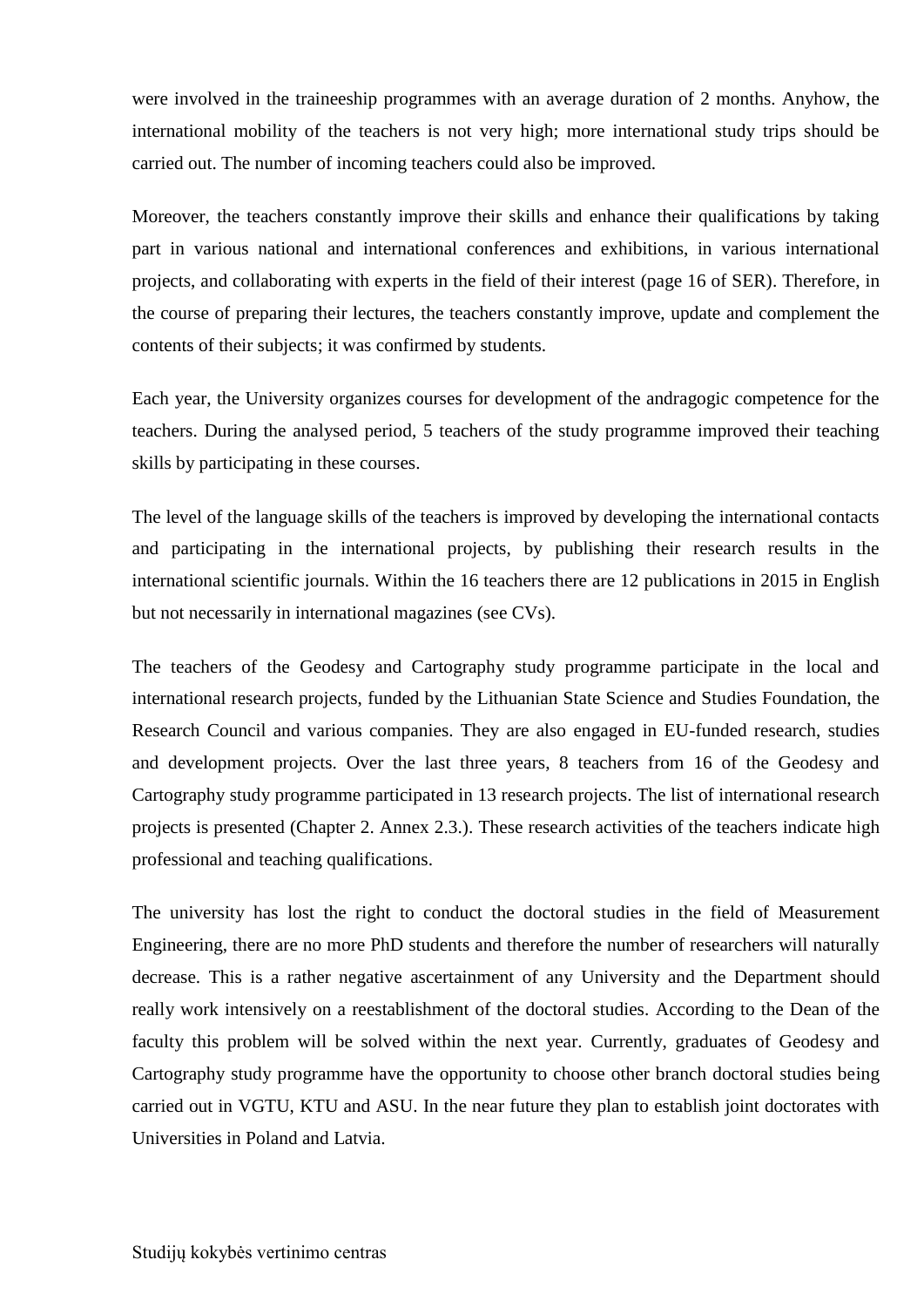were involved in the traineeship programmes with an average duration of 2 months. Anyhow, the international mobility of the teachers is not very high; more international study trips should be carried out. The number of incoming teachers could also be improved.

Moreover, the teachers constantly improve their skills and enhance their qualifications by taking part in various national and international conferences and exhibitions, in various international projects, and collaborating with experts in the field of their interest (page 16 of SER). Therefore, in the course of preparing their lectures, the teachers constantly improve, update and complement the contents of their subjects; it was confirmed by students.

Each year, the University organizes courses for development of the andragogic competence for the teachers. During the analysed period, 5 teachers of the study programme improved their teaching skills by participating in these courses.

The level of the language skills of the teachers is improved by developing the international contacts and participating in the international projects, by publishing their research results in the international scientific journals. Within the 16 teachers there are 12 publications in 2015 in English but not necessarily in international magazines (see CVs).

The teachers of the Geodesy and Cartography study programme participate in the local and international research projects, funded by the Lithuanian State Science and Studies Foundation, the Research Council and various companies. They are also engaged in EU-funded research, studies and development projects. Over the last three years, 8 teachers from 16 of the Geodesy and Cartography study programme participated in 13 research projects. The list of international research projects is presented (Chapter 2. Annex 2.3.). These research activities of the teachers indicate high professional and teaching qualifications.

The university has lost the right to conduct the doctoral studies in the field of Measurement Engineering, there are no more PhD students and therefore the number of researchers will naturally decrease. This is a rather negative ascertainment of any University and the Department should really work intensively on a reestablishment of the doctoral studies. According to the Dean of the faculty this problem will be solved within the next year. Currently, graduates of Geodesy and Cartography study programme have the opportunity to choose other branch doctoral studies being carried out in VGTU, KTU and ASU. In the near future they plan to establish joint doctorates with Universities in Poland and Latvia.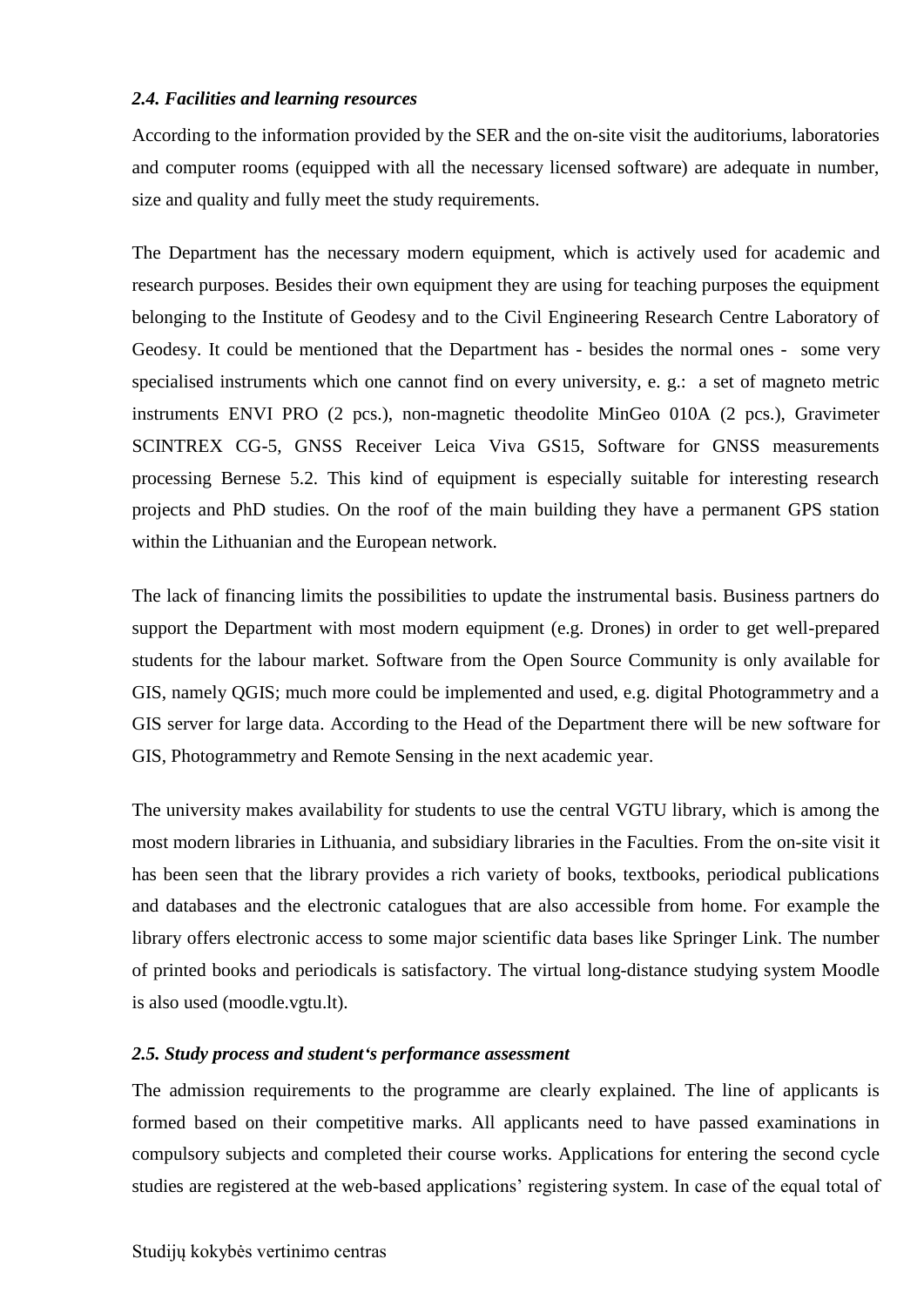### *2.4. Facilities and learning resources*

According to the information provided by the SER and the on-site visit the auditoriums, laboratories and computer rooms (equipped with all the necessary licensed software) are adequate in number, size and quality and fully meet the study requirements.

The Department has the necessary modern equipment, which is actively used for academic and research purposes. Besides their own equipment they are using for teaching purposes the equipment belonging to the Institute of Geodesy and to the Civil Engineering Research Centre Laboratory of Geodesy. It could be mentioned that the Department has - besides the normal ones - some very specialised instruments which one cannot find on every university, e. g.: a set of magneto metric instruments ENVI PRO (2 pcs.), non-magnetic theodolite MinGeo 010A (2 pcs.), Gravimeter SCINTREX CG-5, GNSS Receiver Leica Viva GS15, Software for GNSS measurements processing Bernese 5.2. This kind of equipment is especially suitable for interesting research projects and PhD studies. On the roof of the main building they have a permanent GPS station within the Lithuanian and the European network.

The lack of financing limits the possibilities to update the instrumental basis. Business partners do support the Department with most modern equipment (e.g. Drones) in order to get well-prepared students for the labour market. Software from the Open Source Community is only available for GIS, namely QGIS; much more could be implemented and used, e.g. digital Photogrammetry and a GIS server for large data. According to the Head of the Department there will be new software for GIS, Photogrammetry and Remote Sensing in the next academic year.

The university makes availability for students to use the central VGTU library, which is among the most modern libraries in Lithuania, and subsidiary libraries in the Faculties. From the on-site visit it has been seen that the library provides a rich variety of books, textbooks, periodical publications and databases and the electronic catalogues that are also accessible from home. For example the library offers electronic access to some major scientific data bases like Springer Link. The number of printed books and periodicals is satisfactory. The virtual long-distance studying system Moodle is also used (moodle.vgtu.lt).

### *2.5. Study process and student's performance assessment*

The admission requirements to the programme are clearly explained. The line of applicants is formed based on their competitive marks. All applicants need to have passed examinations in compulsory subjects and completed their course works. Applications for entering the second cycle studies are registered at the web-based applications' registering system. In case of the equal total of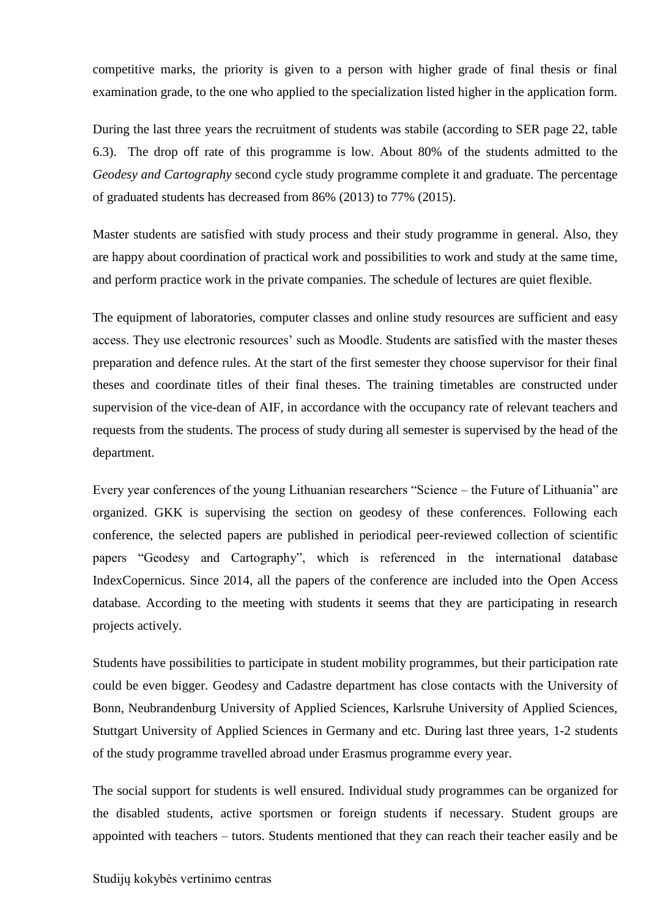competitive marks, the priority is given to a person with higher grade of final thesis or final examination grade, to the one who applied to the specialization listed higher in the application form.

During the last three years the recruitment of students was stabile (according to SER page 22, table 6.3). The drop off rate of this programme is low. About 80% of the students admitted to the *Geodesy and Cartography* second cycle study programme complete it and graduate. The percentage of graduated students has decreased from 86% (2013) to 77% (2015).

Master students are satisfied with study process and their study programme in general. Also, they are happy about coordination of practical work and possibilities to work and study at the same time, and perform practice work in the private companies. The schedule of lectures are quiet flexible.

The equipment of laboratories, computer classes and online study resources are sufficient and easy access. They use electronic resources' such as Moodle. Students are satisfied with the master theses preparation and defence rules. At the start of the first semester they choose supervisor for their final theses and coordinate titles of their final theses. The training timetables are constructed under supervision of the vice-dean of AIF, in accordance with the occupancy rate of relevant teachers and requests from the students. The process of study during all semester is supervised by the head of the department.

Every year conferences of the young Lithuanian researchers "Science – the Future of Lithuania" are organized. GKK is supervising the section on geodesy of these conferences. Following each conference, the selected papers are published in periodical peer-reviewed collection of scientific papers "Geodesy and Cartography", which is referenced in the international database IndexCopernicus. Since 2014, all the papers of the conference are included into the Open Access database. According to the meeting with students it seems that they are participating in research projects actively.

Students have possibilities to participate in student mobility programmes, but their participation rate could be even bigger. Geodesy and Cadastre department has close contacts with the University of Bonn, Neubrandenburg University of Applied Sciences, Karlsruhe University of Applied Sciences, Stuttgart University of Applied Sciences in Germany and etc. During last three years, 1-2 students of the study programme travelled abroad under Erasmus programme every year.

The social support for students is well ensured. Individual study programmes can be organized for the disabled students, active sportsmen or foreign students if necessary. Student groups are appointed with teachers – tutors. Students mentioned that they can reach their teacher easily and be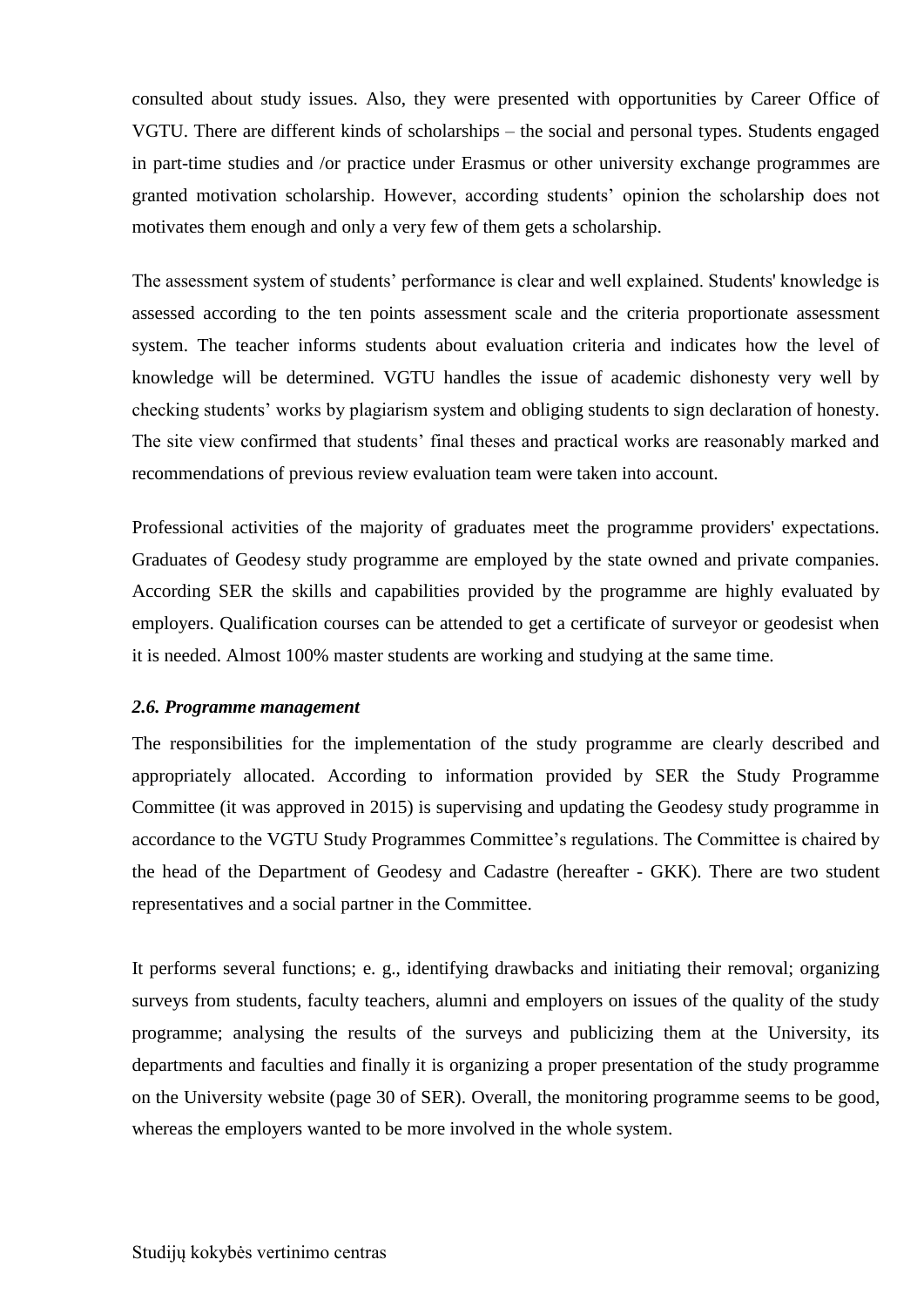consulted about study issues. Also, they were presented with opportunities by Career Office of VGTU. There are different kinds of scholarships – the social and personal types. Students engaged in part-time studies and /or practice under Erasmus or other university exchange programmes are granted motivation scholarship. However, according students' opinion the scholarship does not motivates them enough and only a very few of them gets a scholarship.

The assessment system of students' performance is clear and well explained. Students' knowledge is assessed according to the ten points assessment scale and the criteria proportionate assessment system. The teacher informs students about evaluation criteria and indicates how the level of knowledge will be determined. VGTU handles the issue of academic dishonesty very well by checking students' works by plagiarism system and obliging students to sign declaration of honesty. The site view confirmed that students' final theses and practical works are reasonably marked and recommendations of previous review evaluation team were taken into account.

Professional activities of the majority of graduates meet the programme providers' expectations. Graduates of Geodesy study programme are employed by the state owned and private companies. According SER the skills and capabilities provided by the programme are highly evaluated by employers. Qualification courses can be attended to get a certificate of surveyor or geodesist when it is needed. Almost 100% master students are working and studying at the same time.

***2.6. Programme management***

The responsibilities for the implementation of the study programme are clearly described and appropriately allocated. According to information provided by SER the Study Programme Committee (it was approved in 2015) is supervising and updating the Geodesy study programme in accordance to the VGTU Study Programmes Committee's regulations. The Committee is chaired by the head of the Department of Geodesy and Cadastre (hereafter - GKK). There are two student representatives and a social partner in the Committee.

It performs several functions; e. g., identifying drawbacks and initiating their removal; organizing surveys from students, faculty teachers, alumni and employers on issues of the quality of the study programme; analysing the results of the surveys and publicizing them at the University, its departments and faculties and finally it is organizing a proper presentation of the study programme on the University website (page 30 of SER). Overall, the monitoring programme seems to be good, whereas the employers wanted to be more involved in the whole system.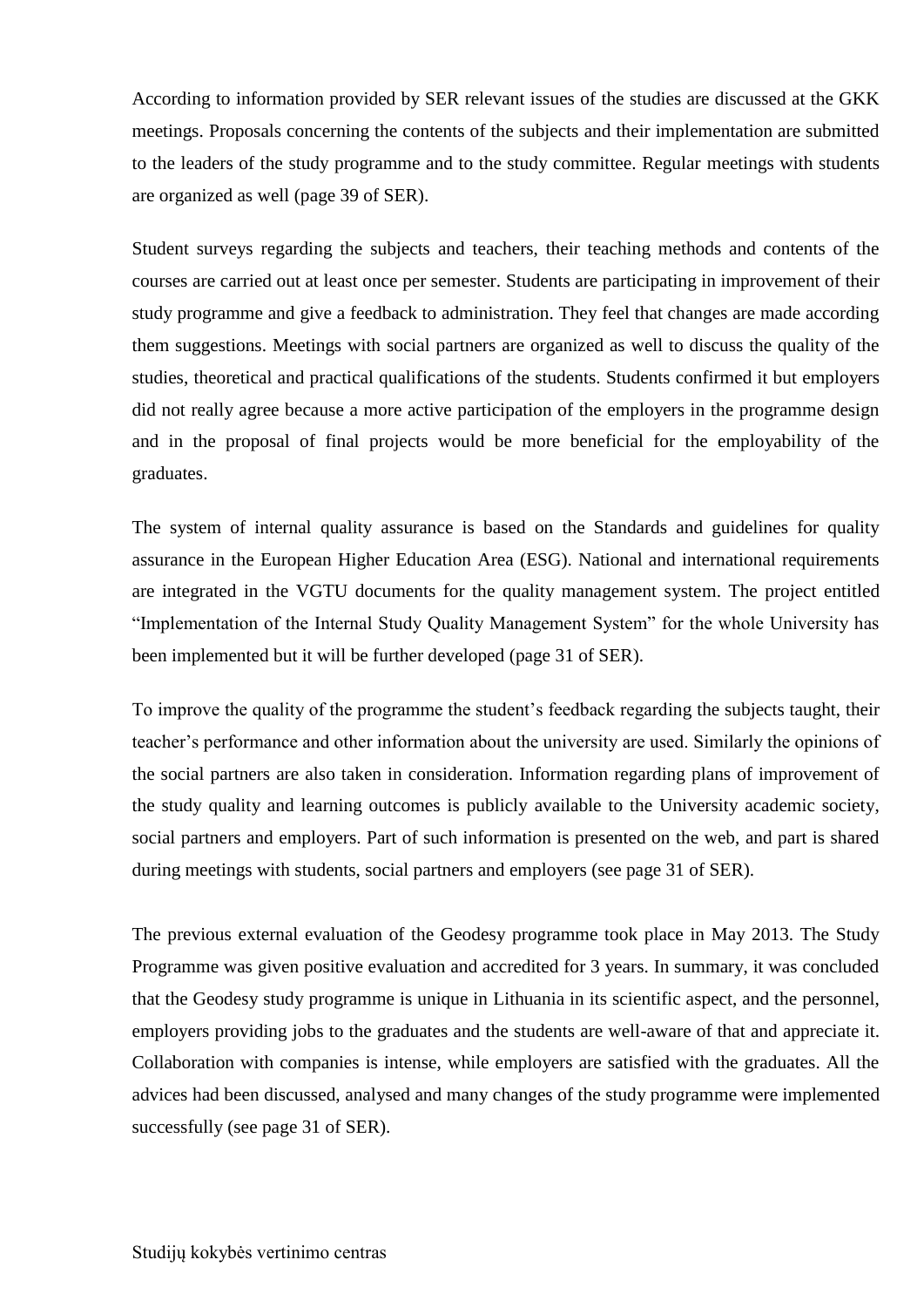According to information provided by SER relevant issues of the studies are discussed at the GKK meetings. Proposals concerning the contents of the subjects and their implementation are submitted to the leaders of the study programme and to the study committee. Regular meetings with students are organized as well (page 39 of SER).

Student surveys regarding the subjects and teachers, their teaching methods and contents of the courses are carried out at least once per semester. Students are participating in improvement of their study programme and give a feedback to administration. They feel that changes are made according them suggestions. Meetings with social partners are organized as well to discuss the quality of the studies, theoretical and practical qualifications of the students. Students confirmed it but employers did not really agree because a more active participation of the employers in the programme design and in the proposal of final projects would be more beneficial for the employability of the graduates.

The system of internal quality assurance is based on the Standards and guidelines for quality assurance in the European Higher Education Area (ESG). National and international requirements are integrated in the VGTU documents for the quality management system. The project entitled "Implementation of the Internal Study Quality Management System" for the whole University has been implemented but it will be further developed (page 31 of SER).

To improve the quality of the programme the student's feedback regarding the subjects taught, their teacher's performance and other information about the university are used. Similarly the opinions of the social partners are also taken in consideration. Information regarding plans of improvement of the study quality and learning outcomes is publicly available to the University academic society, social partners and employers. Part of such information is presented on the web, and part is shared during meetings with students, social partners and employers (see page 31 of SER).

The previous external evaluation of the Geodesy programme took place in May 2013. The Study Programme was given positive evaluation and accredited for 3 years. In summary, it was concluded that the Geodesy study programme is unique in Lithuania in its scientific aspect, and the personnel, employers providing jobs to the graduates and the students are well-aware of that and appreciate it. Collaboration with companies is intense, while employers are satisfied with the graduates. All the advices had been discussed, analysed and many changes of the study programme were implemented successfully (see page 31 of SER).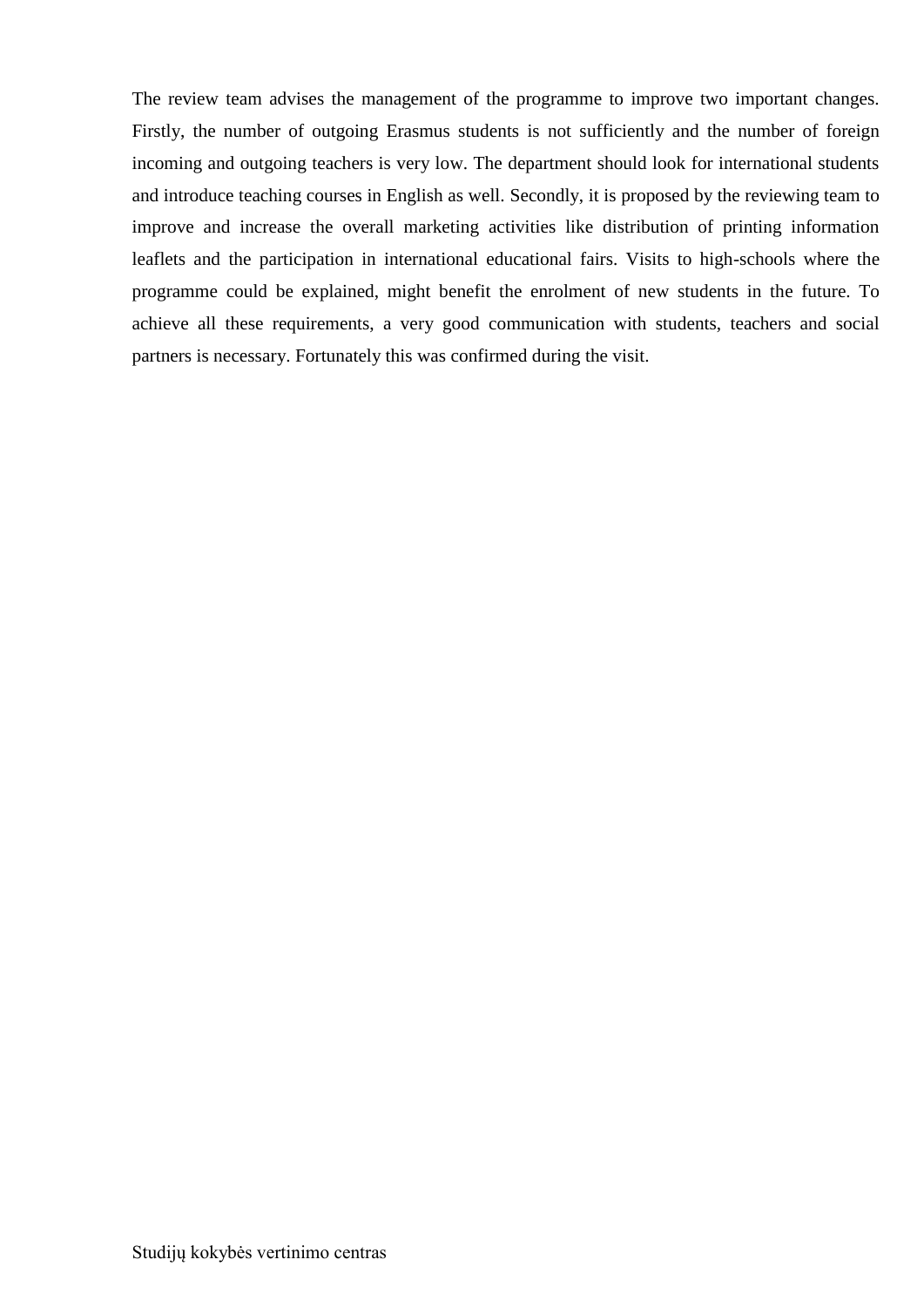The review team advises the management of the programme to improve two important changes. Firstly, the number of outgoing Erasmus students is not sufficiently and the number of foreign incoming and outgoing teachers is very low. The department should look for international students and introduce teaching courses in English as well. Secondly, it is proposed by the reviewing team to improve and increase the overall marketing activities like distribution of printing information leaflets and the participation in international educational fairs. Visits to high-schools where the programme could be explained, might benefit the enrolment of new students in the future. To achieve all these requirements, a very good communication with students, teachers and social partners is necessary. Fortunately this was confirmed during the visit.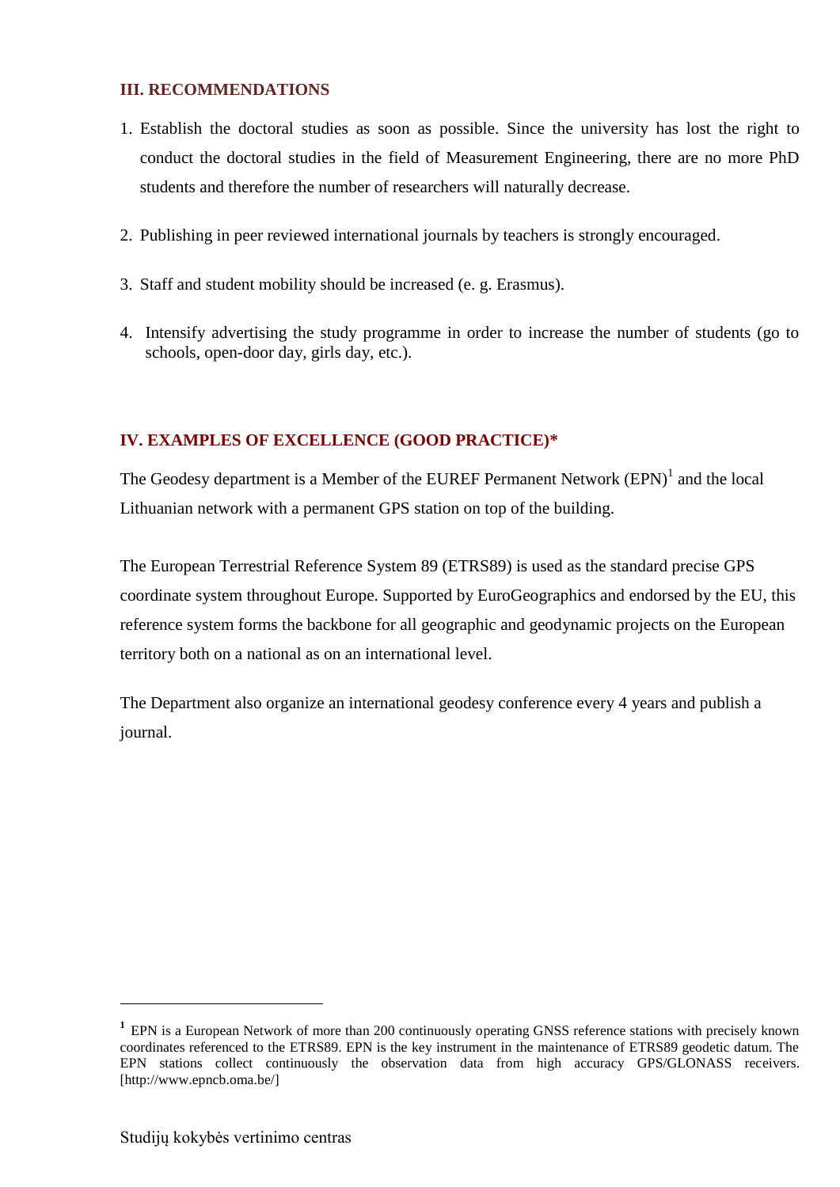## III. RECOMMENDATIONS

1. Establish the doctoral studies as soon as possible. Since the university has lost the right to conduct the doctoral studies in the field of Measurement Engineering, there are no more PhD students and therefore the number of researchers will naturally decrease.

2. Publishing in peer reviewed international journals by teachers is strongly encouraged.

3. Staff and student mobility should be increased (e. g. Erasmus).

4. Intensify advertising the study programme in order to increase the number of students (go to schools, open-door day, girls day, etc.).

## IV. EXAMPLES OF EXCELLENCE (GOOD PRACTICE)*

The Geodesy department is a Member of the EUREF Permanent Network (EPN)[1] and the local Lithuanian network with a permanent GPS station on top of the building.

The European Terrestrial Reference System 89 (ETRS89) is used as the standard precise GPS coordinate system throughout Europe. Supported by EuroGeographics and endorsed by the EU, this reference system forms the backbone for all geographic and geodynamic projects on the European territory both on a national as on an international level.

The Department also organize an international geodesy conference every 4 years and publish a journal.

---

[1] EPN is a European Network of more than 200 continuously operating GNSS reference stations with precisely known coordinates referenced to the ETRS89. EPN is the key instrument in the maintenance of ETRS89 geodetic datum. The EPN stations collect continuously the observation data from high accuracy GPS/GLONASS receivers. [http://www.epncb.oma.be/]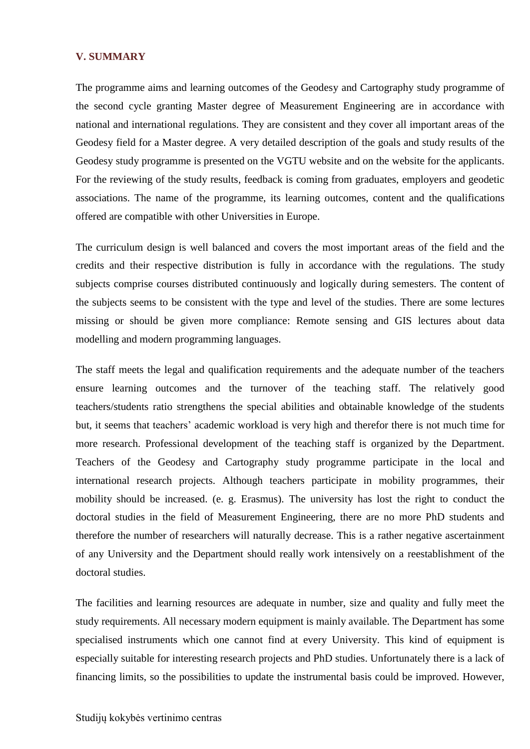## V. SUMMARY

The programme aims and learning outcomes of the Geodesy and Cartography study programme of the second cycle granting Master degree of Measurement Engineering are in accordance with national and international regulations. They are consistent and they cover all important areas of the Geodesy field for a Master degree. A very detailed description of the goals and study results of the Geodesy study programme is presented on the VGTU website and on the website for the applicants. For the reviewing of the study results, feedback is coming from graduates, employers and geodetic associations. The name of the programme, its learning outcomes, content and the qualifications offered are compatible with other Universities in Europe.

The curriculum design is well balanced and covers the most important areas of the field and the credits and their respective distribution is fully in accordance with the regulations. The study subjects comprise courses distributed continuously and logically during semesters. The content of the subjects seems to be consistent with the type and level of the studies. There are some lectures missing or should be given more compliance: Remote sensing and GIS lectures about data modelling and modern programming languages.

The staff meets the legal and qualification requirements and the adequate number of the teachers ensure learning outcomes and the turnover of the teaching staff. The relatively good teachers/students ratio strengthens the special abilities and obtainable knowledge of the students but, it seems that teachers' academic workload is very high and therefor there is not much time for more research. Professional development of the teaching staff is organized by the Department. Teachers of the Geodesy and Cartography study programme participate in the local and international research projects. Although teachers participate in mobility programmes, their mobility should be increased. (e. g. Erasmus). The university has lost the right to conduct the doctoral studies in the field of Measurement Engineering, there are no more PhD students and therefore the number of researchers will naturally decrease. This is a rather negative ascertainment of any University and the Department should really work intensively on a reestablishment of the doctoral studies.

The facilities and learning resources are adequate in number, size and quality and fully meet the study requirements. All necessary modern equipment is mainly available. The Department has some specialised instruments which one cannot find at every University. This kind of equipment is especially suitable for interesting research projects and PhD studies. Unfortunately there is a lack of financing limits, so the possibilities to update the instrumental basis could be improved. However,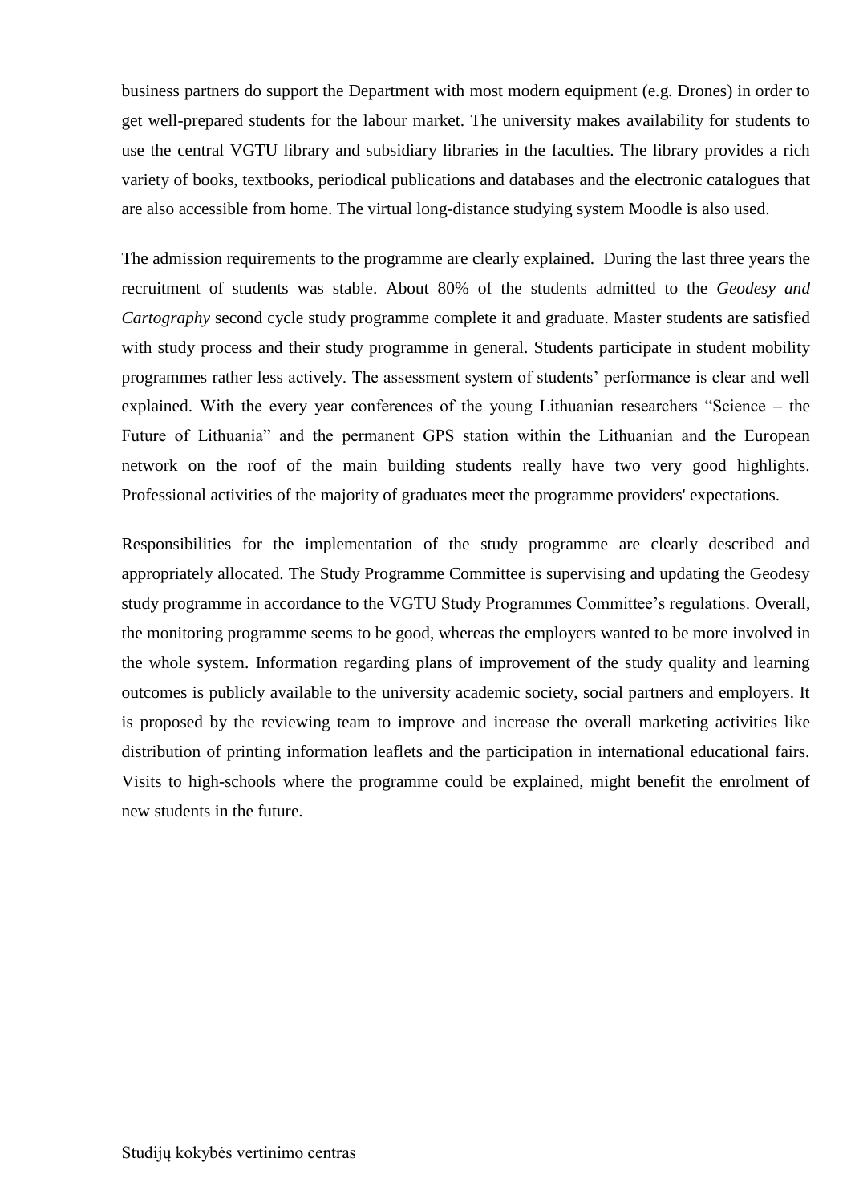business partners do support the Department with most modern equipment (e.g. Drones) in order to get well-prepared students for the labour market. The university makes availability for students to use the central VGTU library and subsidiary libraries in the faculties. The library provides a rich variety of books, textbooks, periodical publications and databases and the electronic catalogues that are also accessible from home. The virtual long-distance studying system Moodle is also used.

The admission requirements to the programme are clearly explained. During the last three years the recruitment of students was stable. About 80% of the students admitted to the *Geodesy and Cartography* second cycle study programme complete it and graduate. Master students are satisfied with study process and their study programme in general. Students participate in student mobility programmes rather less actively. The assessment system of students' performance is clear and well explained. With the every year conferences of the young Lithuanian researchers "Science – the Future of Lithuania" and the permanent GPS station within the Lithuanian and the European network on the roof of the main building students really have two very good highlights. Professional activities of the majority of graduates meet the programme providers' expectations.

Responsibilities for the implementation of the study programme are clearly described and appropriately allocated. The Study Programme Committee is supervising and updating the Geodesy study programme in accordance to the VGTU Study Programmes Committee's regulations. Overall, the monitoring programme seems to be good, whereas the employers wanted to be more involved in the whole system. Information regarding plans of improvement of the study quality and learning outcomes is publicly available to the university academic society, social partners and employers. It is proposed by the reviewing team to improve and increase the overall marketing activities like distribution of printing information leaflets and the participation in international educational fairs. Visits to high-schools where the programme could be explained, might benefit the enrolment of new students in the future.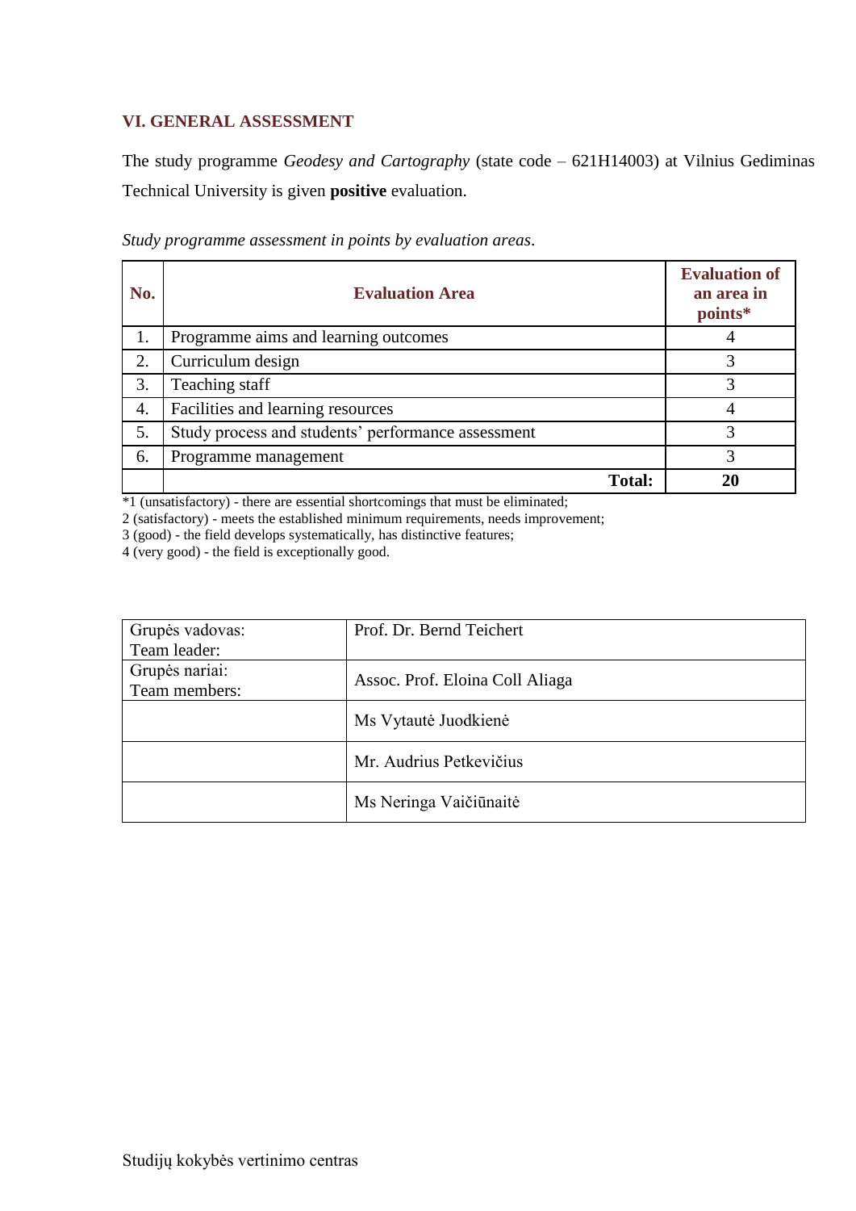## VI. GENERAL ASSESSMENT

The study programme *Geodesy and Cartography* (state code – 621H14003) at Vilnius Gediminas Technical University is given **positive** evaluation.

*Study programme assessment in points by evaluation areas*.

| No. | Evaluation Area | Evaluation of an area in points* |
|---|---|---|
| 1. | Programme aims and learning outcomes | 4 |
| 2. | Curriculum design | 3 |
| 3. | Teaching staff | 3 |
| 4. | Facilities and learning resources | 4 |
| 5. | Study process and students' performance assessment | 3 |
| 6. | Programme management | 3 |
| | **Total:** | **20** |

*1 (unsatisfactory) - there are essential shortcomings that must be eliminated;
2 (satisfactory) - meets the established minimum requirements, needs improvement;
3 (good) - the field develops systematically, has distinctive features;
4 (very good) - the field is exceptionally good.

| | |
|---|---|
| Grupės vadovas: Team leader: | Prof. Dr. Bernd Teichert |
| Grupės nariai: Team members: | Assoc. Prof. Eloina Coll Aliaga |
| | Ms Vytautė Juodkienė |
| | Mr. Audrius Petkevičius |
| | Ms Neringa Vaičiūnaitė |

Studijų kokybės vertinimo centras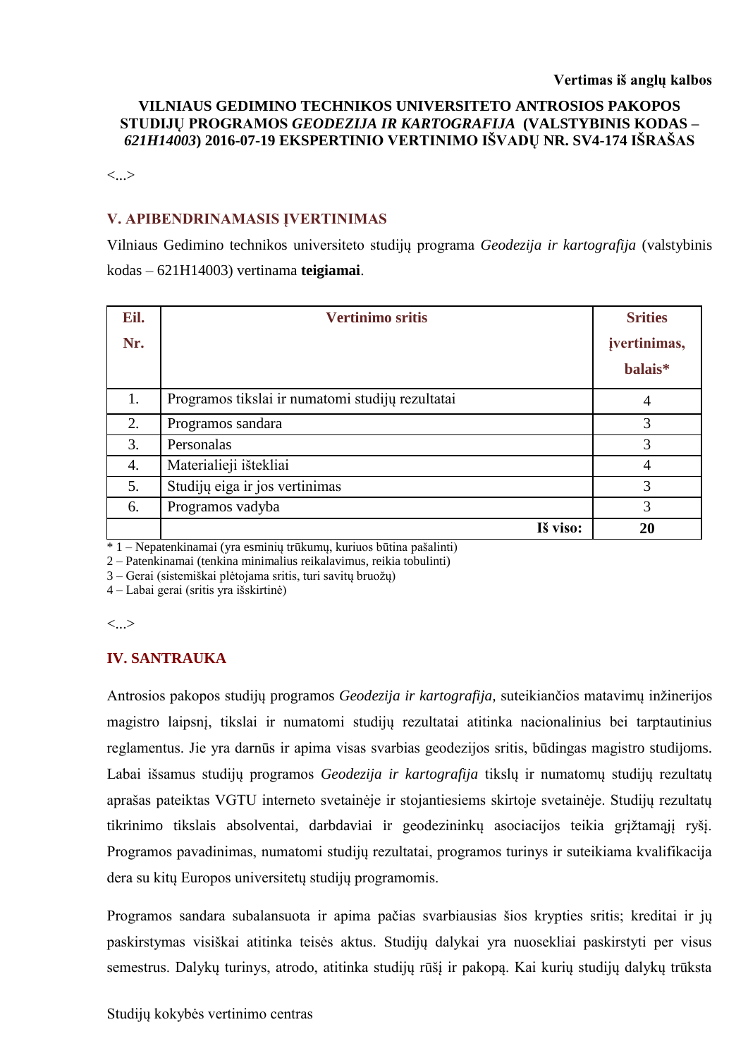**Vertimas iš anglų kalbos**

**VILNIAUS GEDIMINO TECHNIKOS UNIVERSITETO ANTROSIOS PAKOPOS STUDIJŲ PROGRAMOS *GEODEZIJA IR KARTOGRAFIJA* (VALSTYBINIS KODAS – *621H14003*) 2016-07-19 EKSPERTINIO VERTINIMO IŠVADŲ NR. SV4-174 IŠRAŠAS**

<...>

## V. APIBENDRINAMASIS ĮVERTINIMAS

Vilniaus Gedimino technikos universiteto studijų programa *Geodezija ir kartografija* (valstybinis kodas – 621H14003) vertinama **teigiamai**.

| Eil. Nr. | Vertinimo sritis | Srities įvertinimas, balais* |
|---|---|---|
| 1. | Programos tikslai ir numatomi studijų rezultatai | 4 |
| 2. | Programos sandara | 3 |
| 3. | Personalas | 3 |
| 4. | Materialieji ištekliai | 4 |
| 5. | Studijų eiga ir jos vertinimas | 3 |
| 6. | Programos vadyba | 3 |
| | **Iš viso:** | **20** |

\* 1 – Nepatenkinamai (yra esminių trūkumų, kuriuos būtina pašalinti)
2 – Patenkinamai (tenkina minimalius reikalavimus, reikia tobulinti)
3 – Gerai (sistemiškai plėtojama sritis, turi savitų bruožų)
4 – Labai gerai (sritis yra išskirtinė)

<...>

## IV. SANTRAUKA

Antrosios pakopos studijų programos *Geodezija ir kartografija,* suteikiančios matavimų inžinerijos magistro laipsnį, tikslai ir numatomi studijų rezultatai atitinka nacionalinius bei tarptautinius reglamentus. Jie yra darnūs ir apima visas svarbias geodezijos sritis, būdingas magistro studijoms. Labai išsamus studijų programos *Geodezija ir kartografija* tikslų ir numatomų studijų rezultatų aprašas pateiktas VGTU interneto svetainėje ir stojantiesiems skirtoje svetainėje. Studijų rezultatų tikrinimo tikslais absolventai, darbdaviai ir geodezininkų asociacijos teikia grįžtamąjį ryšį. Programos pavadinimas, numatomi studijų rezultatai, programos turinys ir suteikiama kvalifikacija dera su kitų Europos universitetų studijų programomis.

Programos sandara subalansuota ir apima pačias svarbiausias šios krypties sritis; kreditai ir jų paskirstymas visiškai atitinka teisės aktus. Studijų dalykai yra nuosekliai paskirstyti per visus semestrus. Dalykų turinys, atrodo, atitinka studijų rūšį ir pakopą. Kai kurių studijų dalykų trūksta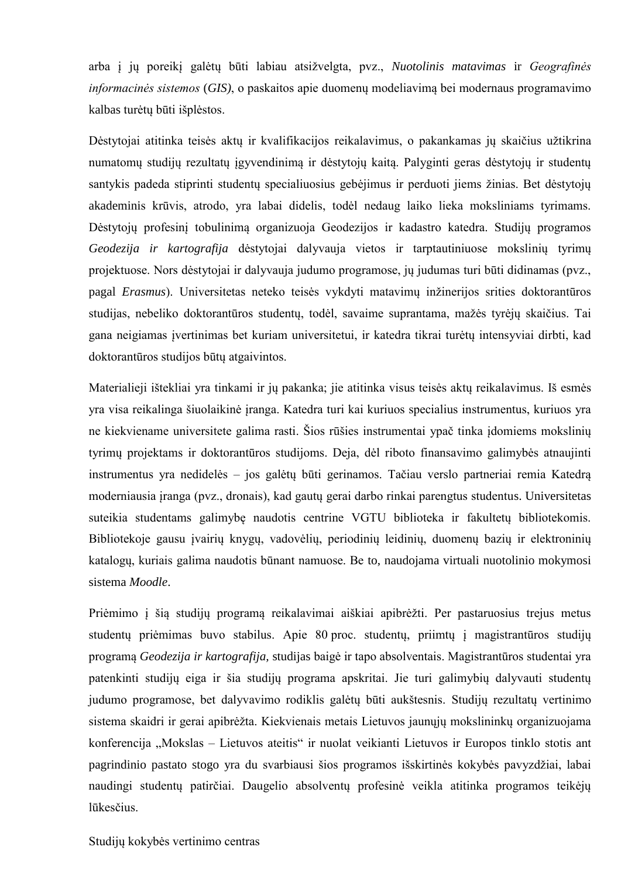arba į jų poreikį galėtų būti labiau atsižvelgta, pvz., *Nuotolinis matavimas* ir *Geografinės informacinės sistemos* (*GIS*), o paskaitos apie duomenų modeliavimą bei modernaus programavimo kalbas turėtų būti išplėstos.

Dėstytojai atitinka teisės aktų ir kvalifikacijos reikalavimus, o pakankamas jų skaičius užtikrina numatomų studijų rezultatų įgyvendinimą ir dėstytojų kaitą. Palyginti geras dėstytojų ir studentų santykis padeda stiprinti studentų specialiuosius gebėjimus ir perduoti jiems žinias. Bet dėstytojų akademinis krūvis, atrodo, yra labai didelis, todėl nedaug laiko lieka moksliniams tyrimams. Dėstytojų profesinį tobulinimą organizuoja Geodezijos ir kadastro katedra. Studijų programos *Geodezija ir kartografija* dėstytojai dalyvauja vietos ir tarptautiniuose mokslinių tyrimų projektuose. Nors dėstytojai ir dalyvauja judumo programose, jų judumas turi būti didinamas (pvz., pagal *Erasmus*). Universitetas neteko teisės vykdyti matavimų inžinerijos srities doktorantūros studijas, nebeliko doktorantūros studentų, todėl, savaime suprantama, mažės tyrėjų skaičius. Tai gana neigiamas įvertinimas bet kuriam universitetui, ir katedra tikrai turėtų intensyviai dirbti, kad doktorantūros studijos būtų atgaivintos.

Materialieji ištekliai yra tinkami ir jų pakanka; jie atitinka visus teisės aktų reikalavimus. Iš esmės yra visa reikalinga šiuolaikinė įranga. Katedra turi kai kuriuos specialius instrumentus, kuriuos yra ne kiekviename universitete galima rasti. Šios rūšies instrumentai ypač tinka įdomiems mokslinių tyrimų projektams ir doktorantūros studijoms. Deja, dėl riboto finansavimo galimybės atnaujinti instrumentus yra nedidelės – jos galėtų būti gerinamos. Tačiau verslo partneriai remia Katedrą moderniausia įranga (pvz., dronais), kad gautų gerai darbo rinkai parengtus studentus. Universitetas suteikia studentams galimybę naudotis centrine VGTU biblioteka ir fakultetų bibliotekomis. Bibliotekoje gausu įvairių knygų, vadovėlių, periodinių leidinių, duomenų bazių ir elektroninių katalogų, kuriais galima naudotis būnant namuose. Be to, naudojama virtuali nuotolinio mokymosi sistema *Moodle*.

Priėmimo į šią studijų programą reikalavimai aiškiai apibrėžti. Per pastaruosius trejus metus studentų priėmimas buvo stabilus. Apie 80 proc. studentų, priimtų į magistrantūros studijų programą *Geodezija ir kartografija,* studijas baigė ir tapo absolventais. Magistrantūros studentai yra patenkinti studijų eiga ir šia studijų programa apskritai. Jie turi galimybių dalyvauti studentų judumo programose, bet dalyvavimo rodiklis galėtų būti aukštesnis. Studijų rezultatų vertinimo sistema skaidri ir gerai apibrėžta. Kiekvienais metais Lietuvos jaunųjų mokslininkų organizuojama konferencija „Mokslas – Lietuvos ateitis“ ir nuolat veikianti Lietuvos ir Europos tinklo stotis ant pagrindinio pastato stogo yra du svarbiausi šios programos išskirtinės kokybės pavyzdžiai, labai naudingi studentų patirčiai. Daugelio absolventų profesinė veikla atitinka programos teikėjų lūkesčius.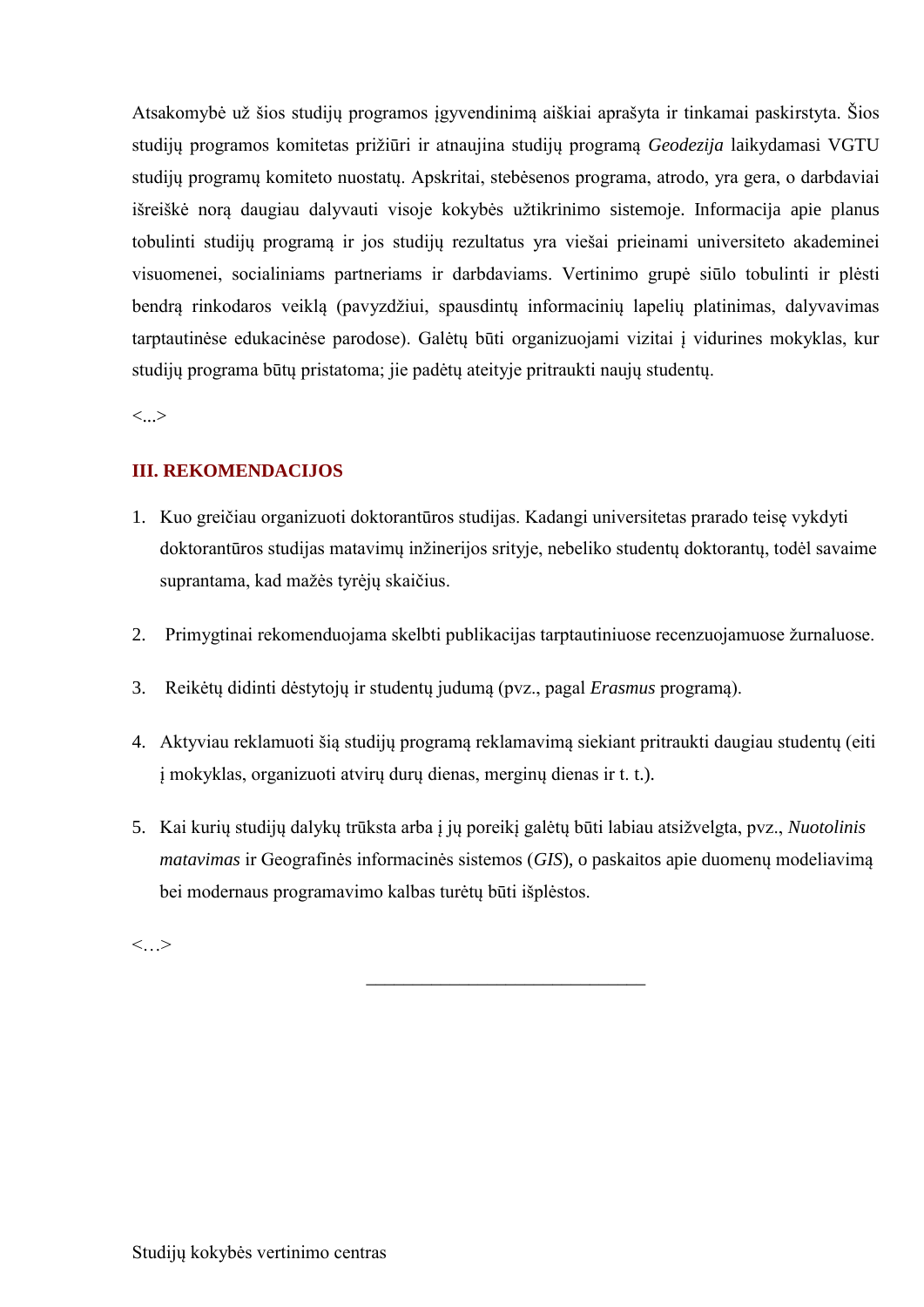Atsakomybė už šios studijų programos įgyvendinimą aiškiai aprašyta ir tinkamai paskirstyta. Šios studijų programos komitetas prižiūri ir atnaujina studijų programą *Geodezija* laikydamasi VGTU studijų programų komiteto nuostatų. Apskritai, stebėsenos programa, atrodo, yra gera, o darbdaviai išreiškė norą daugiau dalyvauti visoje kokybės užtikrinimo sistemoje. Informacija apie planus tobulinti studijų programą ir jos studijų rezultatus yra viešai prieinami universiteto akademinei visuomenei, socialiniams partneriams ir darbdaviams. Vertinimo grupė siūlo tobulinti ir plėsti bendrą rinkodaros veiklą (pavyzdžiui, spausdintų informacinių lapelių platinimas, dalyvavimas tarptautinėse edukacinėse parodose). Galėtų būti organizuojami vizitai į vidurines mokyklas, kur studijų programa būtų pristatoma; jie padėtų ateityje pritraukti naujų studentų.

<...>

## III. REKOMENDACIJOS

1. Kuo greičiau organizuoti doktorantūros studijas. Kadangi universitetas prarado teisę vykdyti doktorantūros studijas matavimų inžinerijos srityje, nebeliko studentų doktorantų, todėl savaime suprantama, kad mažės tyrėjų skaičius.

2. Primygtinai rekomenduojama skelbti publikacijas tarptautiniuose recenzuojamuose žurnaluose.

3. Reikėtų didinti dėstytojų ir studentų judumą (pvz., pagal *Erasmus* programą).

4. Aktyviau reklamuoti šią studijų programą reklamavimą siekiant pritraukti daugiau studentų (eiti į mokyklas, organizuoti atvirų durų dienas, merginų dienas ir t. t.).

5. Kai kurių studijų dalykų trūksta arba į jų poreikį galėtų būti labiau atsižvelgta, pvz., *Nuotolinis matavimas* ir Geografinės informacinės sistemos (*GIS*), o paskaitos apie duomenų modeliavimą bei modernaus programavimo kalbas turėtų būti išplėstos.

<…>

\_\_\_\_\_\_\_\_\_\_\_\_\_\_\_\_\_\_\_\_\_\_\_\_\_\_\_\_\_\_\_\_